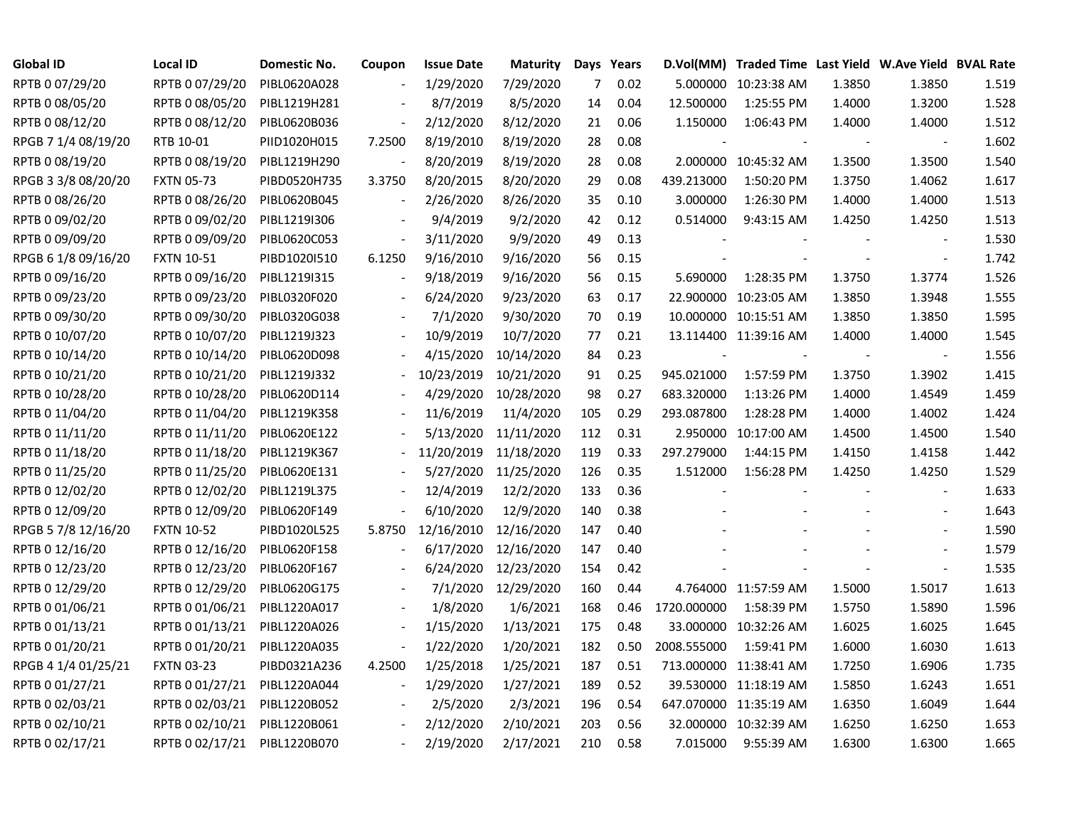| Global ID | Local ID | Domestic No. | Coupon | Issue Date | Maturity | Days | Years | D.Vol(MM) | Traded Time | Last Yield | W.Ave Yield | BVAL Rate |
|---|---|---|---|---|---|---|---|---|---|---|---|---|
| RPTB 0 07/29/20 | RPTB 0 07/29/20 | PIBL0620A028 | - | 1/29/2020 | 7/29/2020 | 7 | 0.02 | 5.000000 | 10:23:38 AM | 1.3850 | 1.3850 | 1.519 |
| RPTB 0 08/05/20 | RPTB 0 08/05/20 | PIBL1219H281 | - | 8/7/2019 | 8/5/2020 | 14 | 0.04 | 12.500000 | 1:25:55 PM | 1.4000 | 1.3200 | 1.528 |
| RPTB 0 08/12/20 | RPTB 0 08/12/20 | PIBL0620B036 | - | 2/12/2020 | 8/12/2020 | 21 | 0.06 | 1.150000 | 1:06:43 PM | 1.4000 | 1.4000 | 1.512 |
| RPGB 7 1/4 08/19/20 | RTB 10-01 | PIID1020H015 | 7.2500 | 8/19/2010 | 8/19/2020 | 28 | 0.08 | - | - | - | - | 1.602 |
| RPTB 0 08/19/20 | RPTB 0 08/19/20 | PIBL1219H290 | - | 8/20/2019 | 8/19/2020 | 28 | 0.08 | 2.000000 | 10:45:32 AM | 1.3500 | 1.3500 | 1.540 |
| RPGB 3 3/8 08/20/20 | FXTN 05-73 | PIBD0520H735 | 3.3750 | 8/20/2015 | 8/20/2020 | 29 | 0.08 | 439.213000 | 1:50:20 PM | 1.3750 | 1.4062 | 1.617 |
| RPTB 0 08/26/20 | RPTB 0 08/26/20 | PIBL0620B045 | - | 2/26/2020 | 8/26/2020 | 35 | 0.10 | 3.000000 | 1:26:30 PM | 1.4000 | 1.4000 | 1.513 |
| RPTB 0 09/02/20 | RPTB 0 09/02/20 | PIBL1219I306 | - | 9/4/2019 | 9/2/2020 | 42 | 0.12 | 0.514000 | 9:43:15 AM | 1.4250 | 1.4250 | 1.513 |
| RPTB 0 09/09/20 | RPTB 0 09/09/20 | PIBL0620C053 | - | 3/11/2020 | 9/9/2020 | 49 | 0.13 | - | - | - | - | 1.530 |
| RPGB 6 1/8 09/16/20 | FXTN 10-51 | PIBD1020I510 | 6.1250 | 9/16/2010 | 9/16/2020 | 56 | 0.15 | - | - | - | - | 1.742 |
| RPTB 0 09/16/20 | RPTB 0 09/16/20 | PIBL1219I315 | - | 9/18/2019 | 9/16/2020 | 56 | 0.15 | 5.690000 | 1:28:35 PM | 1.3750 | 1.3774 | 1.526 |
| RPTB 0 09/23/20 | RPTB 0 09/23/20 | PIBL0320F020 | - | 6/24/2020 | 9/23/2020 | 63 | 0.17 | 22.900000 | 10:23:05 AM | 1.3850 | 1.3948 | 1.555 |
| RPTB 0 09/30/20 | RPTB 0 09/30/20 | PIBL0320G038 | - | 7/1/2020 | 9/30/2020 | 70 | 0.19 | 10.000000 | 10:15:51 AM | 1.3850 | 1.3850 | 1.595 |
| RPTB 0 10/07/20 | RPTB 0 10/07/20 | PIBL1219J323 | - | 10/9/2019 | 10/7/2020 | 77 | 0.21 | 13.114400 | 11:39:16 AM | 1.4000 | 1.4000 | 1.545 |
| RPTB 0 10/14/20 | RPTB 0 10/14/20 | PIBL0620D098 | - | 4/15/2020 | 10/14/2020 | 84 | 0.23 | - | - | - | - | 1.556 |
| RPTB 0 10/21/20 | RPTB 0 10/21/20 | PIBL1219J332 | - | 10/23/2019 | 10/21/2020 | 91 | 0.25 | 945.021000 | 1:57:59 PM | 1.3750 | 1.3902 | 1.415 |
| RPTB 0 10/28/20 | RPTB 0 10/28/20 | PIBL0620D114 | - | 4/29/2020 | 10/28/2020 | 98 | 0.27 | 683.320000 | 1:13:26 PM | 1.4000 | 1.4549 | 1.459 |
| RPTB 0 11/04/20 | RPTB 0 11/04/20 | PIBL1219K358 | - | 11/6/2019 | 11/4/2020 | 105 | 0.29 | 293.087800 | 1:28:28 PM | 1.4000 | 1.4002 | 1.424 |
| RPTB 0 11/11/20 | RPTB 0 11/11/20 | PIBL0620E122 | - | 5/13/2020 | 11/11/2020 | 112 | 0.31 | 2.950000 | 10:17:00 AM | 1.4500 | 1.4500 | 1.540 |
| RPTB 0 11/18/20 | RPTB 0 11/18/20 | PIBL1219K367 | - | 11/20/2019 | 11/18/2020 | 119 | 0.33 | 297.279000 | 1:44:15 PM | 1.4150 | 1.4158 | 1.442 |
| RPTB 0 11/25/20 | RPTB 0 11/25/20 | PIBL0620E131 | - | 5/27/2020 | 11/25/2020 | 126 | 0.35 | 1.512000 | 1:56:28 PM | 1.4250 | 1.4250 | 1.529 |
| RPTB 0 12/02/20 | RPTB 0 12/02/20 | PIBL1219L375 | - | 12/4/2019 | 12/2/2020 | 133 | 0.36 | - | - | - | - | 1.633 |
| RPTB 0 12/09/20 | RPTB 0 12/09/20 | PIBL0620F149 | - | 6/10/2020 | 12/9/2020 | 140 | 0.38 | - | - | - | - | 1.643 |
| RPGB 5 7/8 12/16/20 | FXTN 10-52 | PIBD1020L525 | 5.8750 | 12/16/2010 | 12/16/2020 | 147 | 0.40 | - | - | - | - | 1.590 |
| RPTB 0 12/16/20 | RPTB 0 12/16/20 | PIBL0620F158 | - | 6/17/2020 | 12/16/2020 | 147 | 0.40 | - | - | - | - | 1.579 |
| RPTB 0 12/23/20 | RPTB 0 12/23/20 | PIBL0620F167 | - | 6/24/2020 | 12/23/2020 | 154 | 0.42 | - | - | - | - | 1.535 |
| RPTB 0 12/29/20 | RPTB 0 12/29/20 | PIBL0620G175 | - | 7/1/2020 | 12/29/2020 | 160 | 0.44 | 4.764000 | 11:57:59 AM | 1.5000 | 1.5017 | 1.613 |
| RPTB 0 01/06/21 | RPTB 0 01/06/21 | PIBL1220A017 | - | 1/8/2020 | 1/6/2021 | 168 | 0.46 | 1720.000000 | 1:58:39 PM | 1.5750 | 1.5890 | 1.596 |
| RPTB 0 01/13/21 | RPTB 0 01/13/21 | PIBL1220A026 | - | 1/15/2020 | 1/13/2021 | 175 | 0.48 | 33.000000 | 10:32:26 AM | 1.6025 | 1.6025 | 1.645 |
| RPTB 0 01/20/21 | RPTB 0 01/20/21 | PIBL1220A035 | - | 1/22/2020 | 1/20/2021 | 182 | 0.50 | 2008.555000 | 1:59:41 PM | 1.6000 | 1.6030 | 1.613 |
| RPGB 4 1/4 01/25/21 | FXTN 03-23 | PIBD0321A236 | 4.2500 | 1/25/2018 | 1/25/2021 | 187 | 0.51 | 713.000000 | 11:38:41 AM | 1.7250 | 1.6906 | 1.735 |
| RPTB 0 01/27/21 | RPTB 0 01/27/21 | PIBL1220A044 | - | 1/29/2020 | 1/27/2021 | 189 | 0.52 | 39.530000 | 11:18:19 AM | 1.5850 | 1.6243 | 1.651 |
| RPTB 0 02/03/21 | RPTB 0 02/03/21 | PIBL1220B052 | - | 2/5/2020 | 2/3/2021 | 196 | 0.54 | 647.070000 | 11:35:19 AM | 1.6350 | 1.6049 | 1.644 |
| RPTB 0 02/10/21 | RPTB 0 02/10/21 | PIBL1220B061 | - | 2/12/2020 | 2/10/2021 | 203 | 0.56 | 32.000000 | 10:32:39 AM | 1.6250 | 1.6250 | 1.653 |
| RPTB 0 02/17/21 | RPTB 0 02/17/21 | PIBL1220B070 | - | 2/19/2020 | 2/17/2021 | 210 | 0.58 | 7.015000 | 9:55:39 AM | 1.6300 | 1.6300 | 1.665 |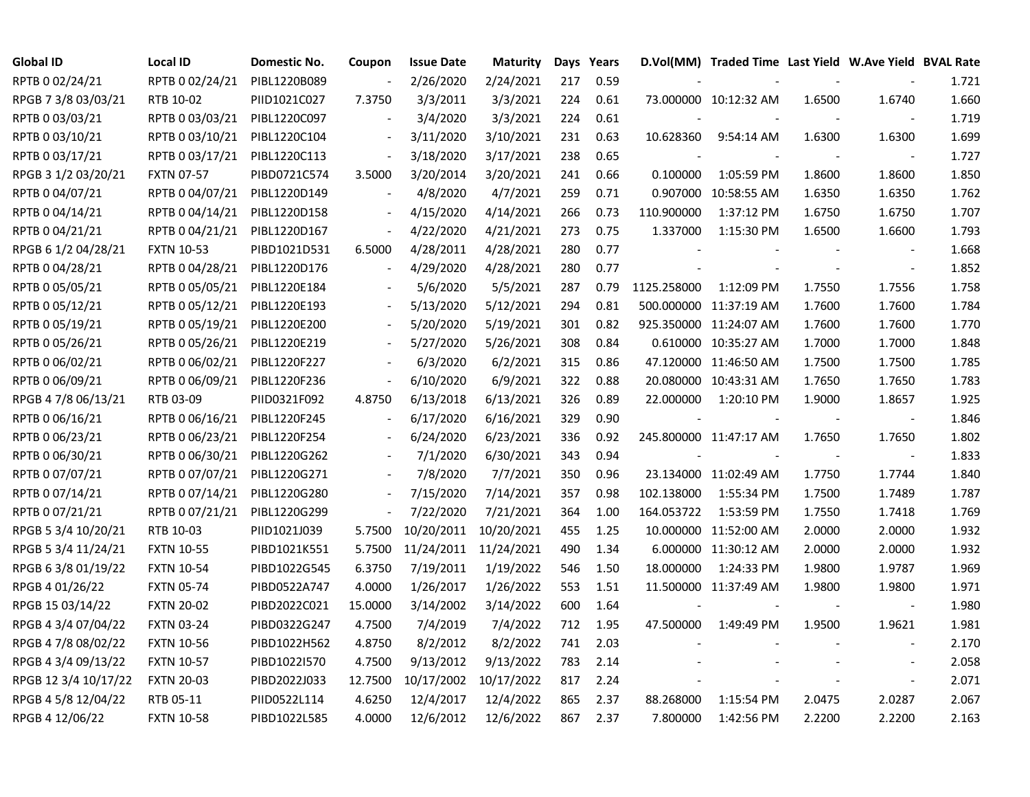| Global ID | Local ID | Domestic No. | Coupon | Issue Date | Maturity | Days | Years | D.Vol(MM) | Traded Time | Last Yield | W.Ave Yield | BVAL Rate |
|---|---|---|---|---|---|---|---|---|---|---|---|---|
| RPTB 0 02/24/21 | RPTB 0 02/24/21 | PIBL1220B089 | - | 2/26/2020 | 2/24/2021 | 217 | 0.59 | - | - | - | - | 1.721 |
| RPGB 7 3/8 03/03/21 | RTB 10-02 | PIID1021C027 | 7.3750 | 3/3/2011 | 3/3/2021 | 224 | 0.61 | 73.000000 | 10:12:32 AM | 1.6500 | 1.6740 | 1.660 |
| RPTB 0 03/03/21 | RPTB 0 03/03/21 | PIBL1220C097 | - | 3/4/2020 | 3/3/2021 | 224 | 0.61 | - | - | - | - | 1.719 |
| RPTB 0 03/10/21 | RPTB 0 03/10/21 | PIBL1220C104 | - | 3/11/2020 | 3/10/2021 | 231 | 0.63 | 10.628360 | 9:54:14 AM | 1.6300 | 1.6300 | 1.699 |
| RPTB 0 03/17/21 | RPTB 0 03/17/21 | PIBL1220C113 | - | 3/18/2020 | 3/17/2021 | 238 | 0.65 | - | - | - | - | 1.727 |
| RPGB 3 1/2 03/20/21 | FXTN 07-57 | PIBD0721C574 | 3.5000 | 3/20/2014 | 3/20/2021 | 241 | 0.66 | 0.100000 | 1:05:59 PM | 1.8600 | 1.8600 | 1.850 |
| RPTB 0 04/07/21 | RPTB 0 04/07/21 | PIBL1220D149 | - | 4/8/2020 | 4/7/2021 | 259 | 0.71 | 0.907000 | 10:58:55 AM | 1.6350 | 1.6350 | 1.762 |
| RPTB 0 04/14/21 | RPTB 0 04/14/21 | PIBL1220D158 | - | 4/15/2020 | 4/14/2021 | 266 | 0.73 | 110.900000 | 1:37:12 PM | 1.6750 | 1.6750 | 1.707 |
| RPTB 0 04/21/21 | RPTB 0 04/21/21 | PIBL1220D167 | - | 4/22/2020 | 4/21/2021 | 273 | 0.75 | 1.337000 | 1:15:30 PM | 1.6500 | 1.6600 | 1.793 |
| RPGB 6 1/2 04/28/21 | FXTN 10-53 | PIBD1021D531 | 6.5000 | 4/28/2011 | 4/28/2021 | 280 | 0.77 | - | - | - | - | 1.668 |
| RPTB 0 04/28/21 | RPTB 0 04/28/21 | PIBL1220D176 | - | 4/29/2020 | 4/28/2021 | 280 | 0.77 | - | - | - | - | 1.852 |
| RPTB 0 05/05/21 | RPTB 0 05/05/21 | PIBL1220E184 | - | 5/6/2020 | 5/5/2021 | 287 | 0.79 | 1125.258000 | 1:12:09 PM | 1.7550 | 1.7556 | 1.758 |
| RPTB 0 05/12/21 | RPTB 0 05/12/21 | PIBL1220E193 | - | 5/13/2020 | 5/12/2021 | 294 | 0.81 | 500.000000 | 11:37:19 AM | 1.7600 | 1.7600 | 1.784 |
| RPTB 0 05/19/21 | RPTB 0 05/19/21 | PIBL1220E200 | - | 5/20/2020 | 5/19/2021 | 301 | 0.82 | 925.350000 | 11:24:07 AM | 1.7600 | 1.7600 | 1.770 |
| RPTB 0 05/26/21 | RPTB 0 05/26/21 | PIBL1220E219 | - | 5/27/2020 | 5/26/2021 | 308 | 0.84 | 0.610000 | 10:35:27 AM | 1.7000 | 1.7000 | 1.848 |
| RPTB 0 06/02/21 | RPTB 0 06/02/21 | PIBL1220F227 | - | 6/3/2020 | 6/2/2021 | 315 | 0.86 | 47.120000 | 11:46:50 AM | 1.7500 | 1.7500 | 1.785 |
| RPTB 0 06/09/21 | RPTB 0 06/09/21 | PIBL1220F236 | - | 6/10/2020 | 6/9/2021 | 322 | 0.88 | 20.080000 | 10:43:31 AM | 1.7650 | 1.7650 | 1.783 |
| RPGB 4 7/8 06/13/21 | RTB 03-09 | PIID0321F092 | 4.8750 | 6/13/2018 | 6/13/2021 | 326 | 0.89 | 22.000000 | 1:20:10 PM | 1.9000 | 1.8657 | 1.925 |
| RPTB 0 06/16/21 | RPTB 0 06/16/21 | PIBL1220F245 | - | 6/17/2020 | 6/16/2021 | 329 | 0.90 | - | - | - | - | 1.846 |
| RPTB 0 06/23/21 | RPTB 0 06/23/21 | PIBL1220F254 | - | 6/24/2020 | 6/23/2021 | 336 | 0.92 | 245.800000 | 11:47:17 AM | 1.7650 | 1.7650 | 1.802 |
| RPTB 0 06/30/21 | RPTB 0 06/30/21 | PIBL1220G262 | - | 7/1/2020 | 6/30/2021 | 343 | 0.94 | - | - | - | - | 1.833 |
| RPTB 0 07/07/21 | RPTB 0 07/07/21 | PIBL1220G271 | - | 7/8/2020 | 7/7/2021 | 350 | 0.96 | 23.134000 | 11:02:49 AM | 1.7750 | 1.7744 | 1.840 |
| RPTB 0 07/14/21 | RPTB 0 07/14/21 | PIBL1220G280 | - | 7/15/2020 | 7/14/2021 | 357 | 0.98 | 102.138000 | 1:55:34 PM | 1.7500 | 1.7489 | 1.787 |
| RPTB 0 07/21/21 | RPTB 0 07/21/21 | PIBL1220G299 | - | 7/22/2020 | 7/21/2021 | 364 | 1.00 | 164.053722 | 1:53:59 PM | 1.7550 | 1.7418 | 1.769 |
| RPGB 5 3/4 10/20/21 | RTB 10-03 | PIID1021J039 | 5.7500 | 10/20/2011 | 10/20/2021 | 455 | 1.25 | 10.000000 | 11:52:00 AM | 2.0000 | 2.0000 | 1.932 |
| RPGB 5 3/4 11/24/21 | FXTN 10-55 | PIBD1021K551 | 5.7500 | 11/24/2011 | 11/24/2021 | 490 | 1.34 | 6.000000 | 11:30:12 AM | 2.0000 | 2.0000 | 1.932 |
| RPGB 6 3/8 01/19/22 | FXTN 10-54 | PIBD1022G545 | 6.3750 | 7/19/2011 | 1/19/2022 | 546 | 1.50 | 18.000000 | 1:24:33 PM | 1.9800 | 1.9787 | 1.969 |
| RPGB 4 01/26/22 | FXTN 05-74 | PIBD0522A747 | 4.0000 | 1/26/2017 | 1/26/2022 | 553 | 1.51 | 11.500000 | 11:37:49 AM | 1.9800 | 1.9800 | 1.971 |
| RPGB 15 03/14/22 | FXTN 20-02 | PIBD2022C021 | 15.0000 | 3/14/2002 | 3/14/2022 | 600 | 1.64 | - | - | - | - | 1.980 |
| RPGB 4 3/4 07/04/22 | FXTN 03-24 | PIBD0322G247 | 4.7500 | 7/4/2019 | 7/4/2022 | 712 | 1.95 | 47.500000 | 1:49:49 PM | 1.9500 | 1.9621 | 1.981 |
| RPGB 4 7/8 08/02/22 | FXTN 10-56 | PIBD1022H562 | 4.8750 | 8/2/2012 | 8/2/2022 | 741 | 2.03 | - | - | - | - | 2.170 |
| RPGB 4 3/4 09/13/22 | FXTN 10-57 | PIBD1022I570 | 4.7500 | 9/13/2012 | 9/13/2022 | 783 | 2.14 | - | - | - | - | 2.058 |
| RPGB 12 3/4 10/17/22 | FXTN 20-03 | PIBD2022J033 | 12.7500 | 10/17/2002 | 10/17/2022 | 817 | 2.24 | - | - | - | - | 2.071 |
| RPGB 4 5/8 12/04/22 | RTB 05-11 | PIID0522L114 | 4.6250 | 12/4/2017 | 12/4/2022 | 865 | 2.37 | 88.268000 | 1:15:54 PM | 2.0475 | 2.0287 | 2.067 |
| RPGB 4 12/06/22 | FXTN 10-58 | PIBD1022L585 | 4.0000 | 12/6/2012 | 12/6/2022 | 867 | 2.37 | 7.800000 | 1:42:56 PM | 2.2200 | 2.2200 | 2.163 |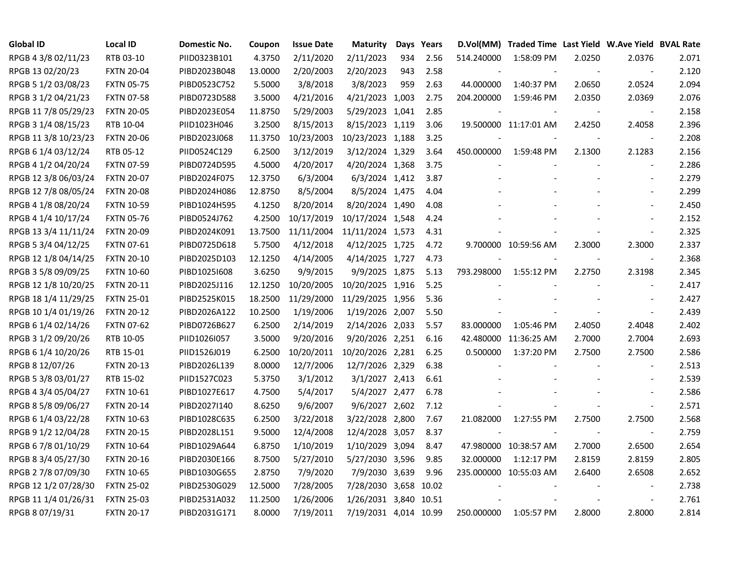| Global ID | Local ID | Domestic No. | Coupon | Issue Date | Maturity | Days | Years | D.Vol(MM) | Traded Time | Last Yield | W.Ave Yield | BVAL Rate |
|---|---|---|---|---|---|---|---|---|---|---|---|---|
| RPGB 4 3/8 02/11/23 | RTB 03-10 | PIID0323B101 | 4.3750 | 2/11/2020 | 2/11/2023 | 934 | 2.56 | 514.240000 | 1:58:09 PM | 2.0250 | 2.0376 | 2.071 |
| RPGB 13 02/20/23 | FXTN 20-04 | PIBD2023B048 | 13.0000 | 2/20/2003 | 2/20/2023 | 943 | 2.58 | - | - | - | - | 2.120 |
| RPGB 5 1/2 03/08/23 | FXTN 05-75 | PIBD0523C752 | 5.5000 | 3/8/2018 | 3/8/2023 | 959 | 2.63 | 44.000000 | 1:40:37 PM | 2.0650 | 2.0524 | 2.094 |
| RPGB 3 1/2 04/21/23 | FXTN 07-58 | PIBD0723D588 | 3.5000 | 4/21/2016 | 4/21/2023 | 1,003 | 2.75 | 204.200000 | 1:59:46 PM | 2.0350 | 2.0369 | 2.076 |
| RPGB 11 7/8 05/29/23 | FXTN 20-05 | PIBD2023E054 | 11.8750 | 5/29/2003 | 5/29/2023 | 1,041 | 2.85 | - | - | - | - | 2.158 |
| RPGB 3 1/4 08/15/23 | RTB 10-04 | PIID1023H046 | 3.2500 | 8/15/2013 | 8/15/2023 | 1,119 | 3.06 | 19.500000 | 11:17:01 AM | 2.4250 | 2.4058 | 2.396 |
| RPGB 11 3/8 10/23/23 | FXTN 20-06 | PIBD2023J068 | 11.3750 | 10/23/2003 | 10/23/2023 | 1,188 | 3.25 | - | - | - | - | 2.208 |
| RPGB 6 1/4 03/12/24 | RTB 05-12 | PIID0524C129 | 6.2500 | 3/12/2019 | 3/12/2024 | 1,329 | 3.64 | 450.000000 | 1:59:48 PM | 2.1300 | 2.1283 | 2.156 |
| RPGB 4 1/2 04/20/24 | FXTN 07-59 | PIBD0724D595 | 4.5000 | 4/20/2017 | 4/20/2024 | 1,368 | 3.75 | - | - | - | - | 2.286 |
| RPGB 12 3/8 06/03/24 | FXTN 20-07 | PIBD2024F075 | 12.3750 | 6/3/2004 | 6/3/2024 | 1,412 | 3.87 | - | - | - | - | 2.279 |
| RPGB 12 7/8 08/05/24 | FXTN 20-08 | PIBD2024H086 | 12.8750 | 8/5/2004 | 8/5/2024 | 1,475 | 4.04 | - | - | - | - | 2.299 |
| RPGB 4 1/8 08/20/24 | FXTN 10-59 | PIBD1024H595 | 4.1250 | 8/20/2014 | 8/20/2024 | 1,490 | 4.08 | - | - | - | - | 2.450 |
| RPGB 4 1/4 10/17/24 | FXTN 05-76 | PIBD0524J762 | 4.2500 | 10/17/2019 | 10/17/2024 | 1,548 | 4.24 | - | - | - | - | 2.152 |
| RPGB 13 3/4 11/11/24 | FXTN 20-09 | PIBD2024K091 | 13.7500 | 11/11/2004 | 11/11/2024 | 1,573 | 4.31 | - | - | - | - | 2.325 |
| RPGB 5 3/4 04/12/25 | FXTN 07-61 | PIBD0725D618 | 5.7500 | 4/12/2018 | 4/12/2025 | 1,725 | 4.72 | 9.700000 | 10:59:56 AM | 2.3000 | 2.3000 | 2.337 |
| RPGB 12 1/8 04/14/25 | FXTN 20-10 | PIBD2025D103 | 12.1250 | 4/14/2005 | 4/14/2025 | 1,727 | 4.73 | - | - | - | - | 2.368 |
| RPGB 3 5/8 09/09/25 | FXTN 10-60 | PIBD1025I608 | 3.6250 | 9/9/2015 | 9/9/2025 | 1,875 | 5.13 | 793.298000 | 1:55:12 PM | 2.2750 | 2.3198 | 2.345 |
| RPGB 12 1/8 10/20/25 | FXTN 20-11 | PIBD2025J116 | 12.1250 | 10/20/2005 | 10/20/2025 | 1,916 | 5.25 | - | - | - | - | 2.417 |
| RPGB 18 1/4 11/29/25 | FXTN 25-01 | PIBD2525K015 | 18.2500 | 11/29/2000 | 11/29/2025 | 1,956 | 5.36 | - | - | - | - | 2.427 |
| RPGB 10 1/4 01/19/26 | FXTN 20-12 | PIBD2026A122 | 10.2500 | 1/19/2006 | 1/19/2026 | 2,007 | 5.50 | - | - | - | - | 2.439 |
| RPGB 6 1/4 02/14/26 | FXTN 07-62 | PIBD0726B627 | 6.2500 | 2/14/2019 | 2/14/2026 | 2,033 | 5.57 | 83.000000 | 1:05:46 PM | 2.4050 | 2.4048 | 2.402 |
| RPGB 3 1/2 09/20/26 | RTB 10-05 | PIID1026I057 | 3.5000 | 9/20/2016 | 9/20/2026 | 2,251 | 6.16 | 42.480000 | 11:36:25 AM | 2.7000 | 2.7004 | 2.693 |
| RPGB 6 1/4 10/20/26 | RTB 15-01 | PIID1526J019 | 6.2500 | 10/20/2011 | 10/20/2026 | 2,281 | 6.25 | 0.500000 | 1:37:20 PM | 2.7500 | 2.7500 | 2.586 |
| RPGB 8 12/07/26 | FXTN 20-13 | PIBD2026L139 | 8.0000 | 12/7/2006 | 12/7/2026 | 2,329 | 6.38 | - | - | - | - | 2.513 |
| RPGB 5 3/8 03/01/27 | RTB 15-02 | PIID1527C023 | 5.3750 | 3/1/2012 | 3/1/2027 | 2,413 | 6.61 | - | - | - | - | 2.539 |
| RPGB 4 3/4 05/04/27 | FXTN 10-61 | PIBD1027E617 | 4.7500 | 5/4/2017 | 5/4/2027 | 2,477 | 6.78 | - | - | - | - | 2.586 |
| RPGB 8 5/8 09/06/27 | FXTN 20-14 | PIBD2027I140 | 8.6250 | 9/6/2007 | 9/6/2027 | 2,602 | 7.12 | - | - | - | - | 2.571 |
| RPGB 6 1/4 03/22/28 | FXTN 10-63 | PIBD1028C635 | 6.2500 | 3/22/2018 | 3/22/2028 | 2,800 | 7.67 | 21.082000 | 1:27:55 PM | 2.7500 | 2.7500 | 2.568 |
| RPGB 9 1/2 12/04/28 | FXTN 20-15 | PIBD2028L151 | 9.5000 | 12/4/2008 | 12/4/2028 | 3,057 | 8.37 | - | - | - | - | 2.759 |
| RPGB 6 7/8 01/10/29 | FXTN 10-64 | PIBD1029A644 | 6.8750 | 1/10/2019 | 1/10/2029 | 3,094 | 8.47 | 47.980000 | 10:38:57 AM | 2.7000 | 2.6500 | 2.654 |
| RPGB 8 3/4 05/27/30 | FXTN 20-16 | PIBD2030E166 | 8.7500 | 5/27/2010 | 5/27/2030 | 3,596 | 9.85 | 32.000000 | 1:12:17 PM | 2.8159 | 2.8159 | 2.805 |
| RPGB 2 7/8 07/09/30 | FXTN 10-65 | PIBD1030G655 | 2.8750 | 7/9/2020 | 7/9/2030 | 3,639 | 9.96 | 235.000000 | 10:55:03 AM | 2.6400 | 2.6508 | 2.652 |
| RPGB 12 1/2 07/28/30 | FXTN 25-02 | PIBD2530G029 | 12.5000 | 7/28/2005 | 7/28/2030 | 3,658 | 10.02 | - | - | - | - | 2.738 |
| RPGB 11 1/4 01/26/31 | FXTN 25-03 | PIBD2531A032 | 11.2500 | 1/26/2006 | 1/26/2031 | 3,840 | 10.51 | - | - | - | - | 2.761 |
| RPGB 8 07/19/31 | FXTN 20-17 | PIBD2031G171 | 8.0000 | 7/19/2011 | 7/19/2031 | 4,014 | 10.99 | 250.000000 | 1:05:57 PM | 2.8000 | 2.8000 | 2.814 |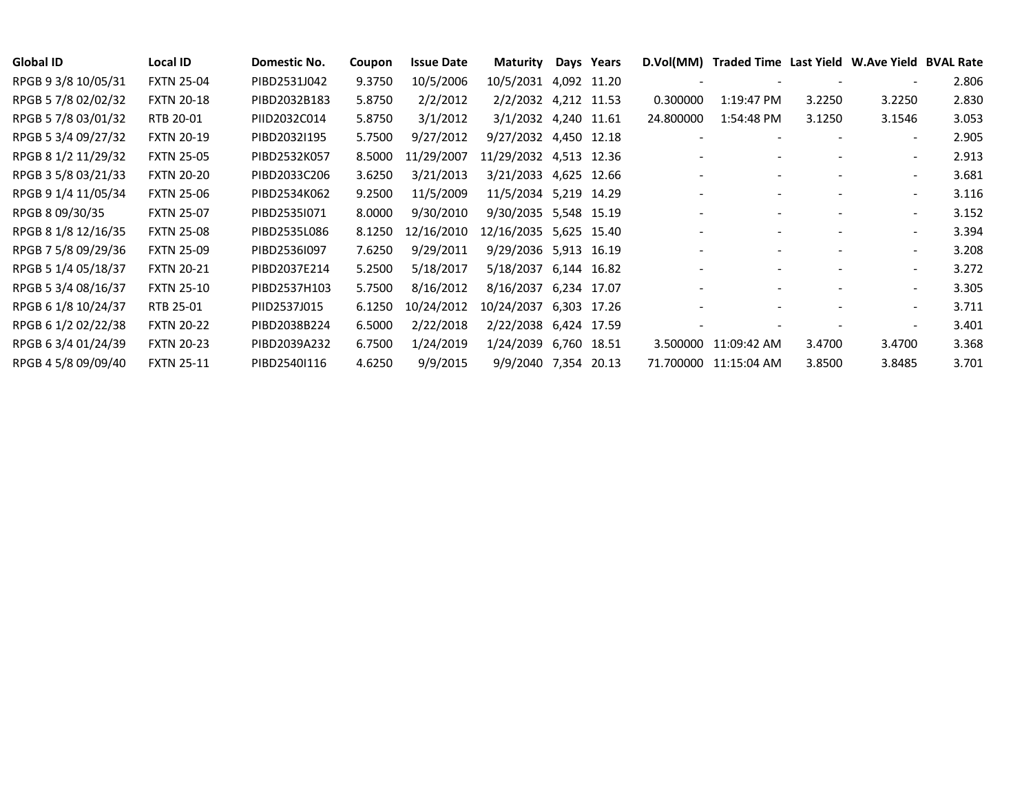| Global ID | Local ID | Domestic No. | Coupon | Issue Date | Maturity | Days | Years | D.Vol(MM) | Traded Time | Last Yield | W.Ave Yield | BVAL Rate |
|---|---|---|---|---|---|---|---|---|---|---|---|---|
| RPGB 9 3/8 10/05/31 | FXTN 25-04 | PIBD2531J042 | 9.3750 | 10/5/2006 | 10/5/2031 | 4,092 | 11.20 | - | - | - | - | 2.806 |
| RPGB 5 7/8 02/02/32 | FXTN 20-18 | PIBD2032B183 | 5.8750 | 2/2/2012 | 2/2/2032 | 4,212 | 11.53 | 0.300000 | 1:19:47 PM | 3.2250 | 3.2250 | 2.830 |
| RPGB 5 7/8 03/01/32 | RTB 20-01 | PIID2032C014 | 5.8750 | 3/1/2012 | 3/1/2032 | 4,240 | 11.61 | 24.800000 | 1:54:48 PM | 3.1250 | 3.1546 | 3.053 |
| RPGB 5 3/4 09/27/32 | FXTN 20-19 | PIBD2032I195 | 5.7500 | 9/27/2012 | 9/27/2032 | 4,450 | 12.18 | - | - | - | - | 2.905 |
| RPGB 8 1/2 11/29/32 | FXTN 25-05 | PIBD2532K057 | 8.5000 | 11/29/2007 | 11/29/2032 | 4,513 | 12.36 | - | - | - | - | 2.913 |
| RPGB 3 5/8 03/21/33 | FXTN 20-20 | PIBD2033C206 | 3.6250 | 3/21/2013 | 3/21/2033 | 4,625 | 12.66 | - | - | - | - | 3.681 |
| RPGB 9 1/4 11/05/34 | FXTN 25-06 | PIBD2534K062 | 9.2500 | 11/5/2009 | 11/5/2034 | 5,219 | 14.29 | - | - | - | - | 3.116 |
| RPGB 8 09/30/35 | FXTN 25-07 | PIBD2535I071 | 8.0000 | 9/30/2010 | 9/30/2035 | 5,548 | 15.19 | - | - | - | - | 3.152 |
| RPGB 8 1/8 12/16/35 | FXTN 25-08 | PIBD2535L086 | 8.1250 | 12/16/2010 | 12/16/2035 | 5,625 | 15.40 | - | - | - | - | 3.394 |
| RPGB 7 5/8 09/29/36 | FXTN 25-09 | PIBD2536I097 | 7.6250 | 9/29/2011 | 9/29/2036 | 5,913 | 16.19 | - | - | - | - | 3.208 |
| RPGB 5 1/4 05/18/37 | FXTN 20-21 | PIBD2037E214 | 5.2500 | 5/18/2017 | 5/18/2037 | 6,144 | 16.82 | - | - | - | - | 3.272 |
| RPGB 5 3/4 08/16/37 | FXTN 25-10 | PIBD2537H103 | 5.7500 | 8/16/2012 | 8/16/2037 | 6,234 | 17.07 | - | - | - | - | 3.305 |
| RPGB 6 1/8 10/24/37 | RTB 25-01 | PIID2537J015 | 6.1250 | 10/24/2012 | 10/24/2037 | 6,303 | 17.26 | - | - | - | - | 3.711 |
| RPGB 6 1/2 02/22/38 | FXTN 20-22 | PIBD2038B224 | 6.5000 | 2/22/2018 | 2/22/2038 | 6,424 | 17.59 | - | - | - | - | 3.401 |
| RPGB 6 3/4 01/24/39 | FXTN 20-23 | PIBD2039A232 | 6.7500 | 1/24/2019 | 1/24/2039 | 6,760 | 18.51 | 3.500000 | 11:09:42 AM | 3.4700 | 3.4700 | 3.368 |
| RPGB 4 5/8 09/09/40 | FXTN 25-11 | PIBD2540I116 | 4.6250 | 9/9/2015 | 9/9/2040 | 7,354 | 20.13 | 71.700000 | 11:15:04 AM | 3.8500 | 3.8485 | 3.701 |